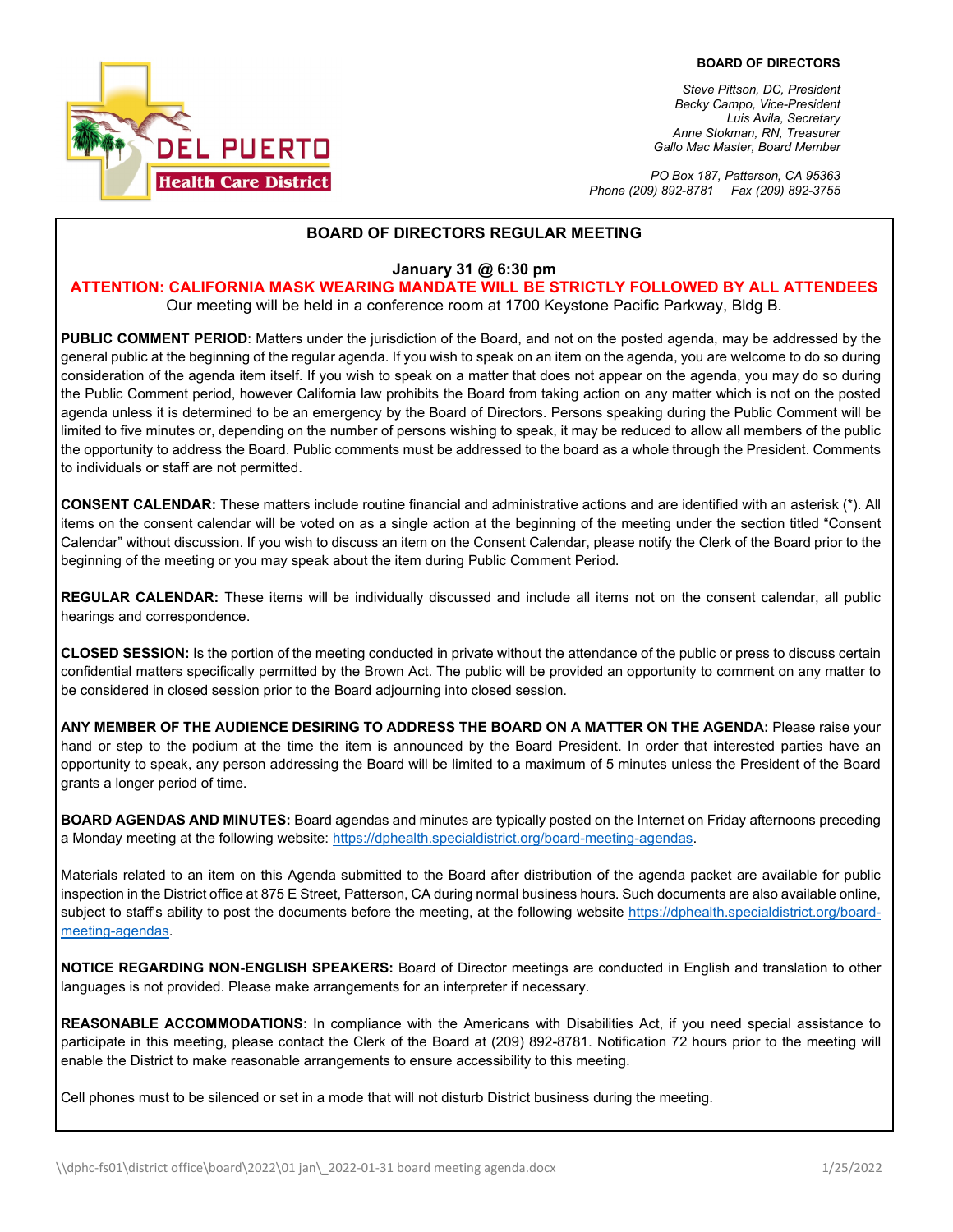DEL PUERTO
Health Care District

**BOARD OF DIRECTORS**

*Steve Pittson, DC, President*
*Becky Campo, Vice-President*
*Luis Avila, Secretary*
*Anne Stokman, RN, Treasurer*
*Gallo Mac Master, Board Member*

*PO Box 187, Patterson, CA 95363*
*Phone (209) 892-8781 Fax (209) 892-3755*

## BOARD OF DIRECTORS REGULAR MEETING

**January 31 @ 6:30 pm**

**ATTENTION: CALIFORNIA MASK WEARING MANDATE WILL BE STRICTLY FOLLOWED BY ALL ATTENDEES**

Our meeting will be held in a conference room at 1700 Keystone Pacific Parkway, Bldg B.

**PUBLIC COMMENT PERIOD**: Matters under the jurisdiction of the Board, and not on the posted agenda, may be addressed by the general public at the beginning of the regular agenda. If you wish to speak on an item on the agenda, you are welcome to do so during consideration of the agenda item itself. If you wish to speak on a matter that does not appear on the agenda, you may do so during the Public Comment period, however California law prohibits the Board from taking action on any matter which is not on the posted agenda unless it is determined to be an emergency by the Board of Directors. Persons speaking during the Public Comment will be limited to five minutes or, depending on the number of persons wishing to speak, it may be reduced to allow all members of the public the opportunity to address the Board. Public comments must be addressed to the board as a whole through the President. Comments to individuals or staff are not permitted.

**CONSENT CALENDAR:** These matters include routine financial and administrative actions and are identified with an asterisk (*). All items on the consent calendar will be voted on as a single action at the beginning of the meeting under the section titled "Consent Calendar" without discussion. If you wish to discuss an item on the Consent Calendar, please notify the Clerk of the Board prior to the beginning of the meeting or you may speak about the item during Public Comment Period.

**REGULAR CALENDAR:** These items will be individually discussed and include all items not on the consent calendar, all public hearings and correspondence.

**CLOSED SESSION:** Is the portion of the meeting conducted in private without the attendance of the public or press to discuss certain confidential matters specifically permitted by the Brown Act. The public will be provided an opportunity to comment on any matter to be considered in closed session prior to the Board adjourning into closed session.

**ANY MEMBER OF THE AUDIENCE DESIRING TO ADDRESS THE BOARD ON A MATTER ON THE AGENDA:** Please raise your hand or step to the podium at the time the item is announced by the Board President. In order that interested parties have an opportunity to speak, any person addressing the Board will be limited to a maximum of 5 minutes unless the President of the Board grants a longer period of time.

**BOARD AGENDAS AND MINUTES:** Board agendas and minutes are typically posted on the Internet on Friday afternoons preceding a Monday meeting at the following website: https://dphealth.specialdistrict.org/board-meeting-agendas.

Materials related to an item on this Agenda submitted to the Board after distribution of the agenda packet are available for public inspection in the District office at 875 E Street, Patterson, CA during normal business hours. Such documents are also available online, subject to staff's ability to post the documents before the meeting, at the following website https://dphealth.specialdistrict.org/board-meeting-agendas.

**NOTICE REGARDING NON-ENGLISH SPEAKERS:** Board of Director meetings are conducted in English and translation to other languages is not provided. Please make arrangements for an interpreter if necessary.

**REASONABLE ACCOMMODATIONS**: In compliance with the Americans with Disabilities Act, if you need special assistance to participate in this meeting, please contact the Clerk of the Board at (209) 892-8781. Notification 72 hours prior to the meeting will enable the District to make reasonable arrangements to ensure accessibility to this meeting.

Cell phones must to be silenced or set in a mode that will not disturb District business during the meeting.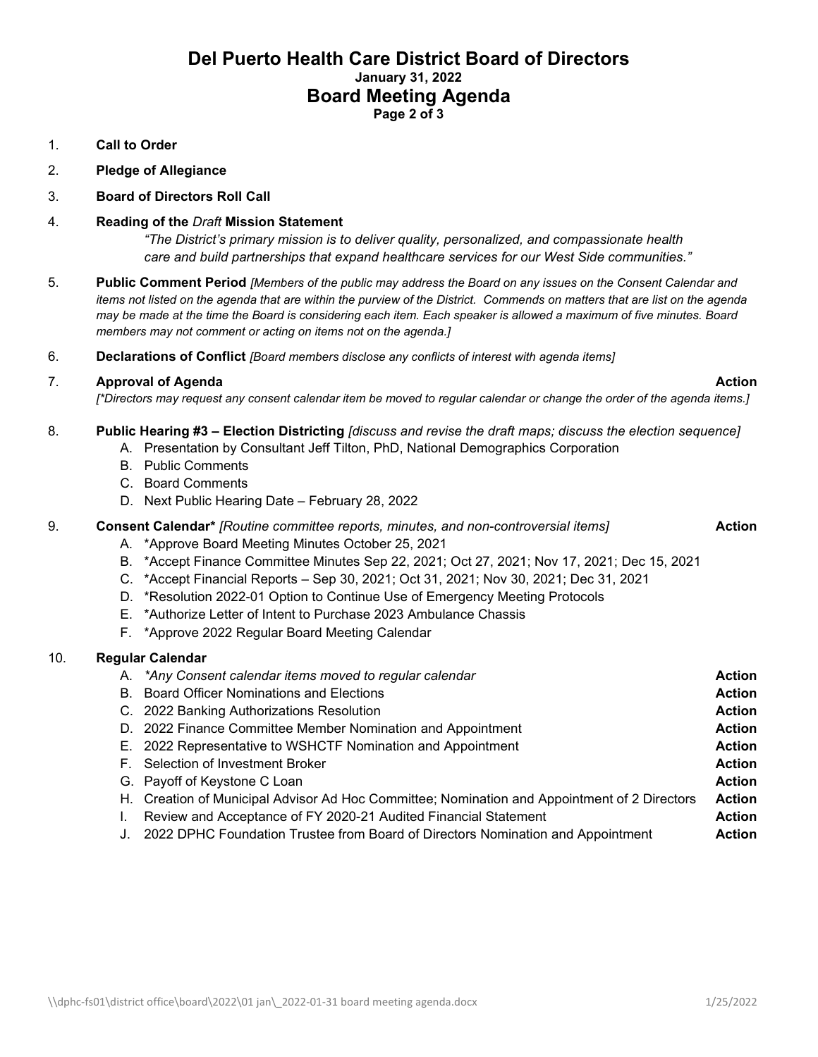# Del Puerto Health Care District Board of Directors

**January 31, 2022**

## Board Meeting Agenda

1. **Call to Order**
2. **Pledge of Allegiance**
3. **Board of Directors Roll Call**
4. **Reading of the *Draft* Mission Statement**

   *"The District's primary mission is to deliver quality, personalized, and compassionate health care and build partnerships that expand healthcare services for our West Side communities."*

5. **Public Comment Period** *[Members of the public may address the Board on any issues on the Consent Calendar and items not listed on the agenda that are within the purview of the District. Commends on matters that are list on the agenda may be made at the time the Board is considering each item. Each speaker is allowed a maximum of five minutes. Board members may not comment or acting on items not on the agenda.]*
6. **Declarations of Conflict** *[Board members disclose any conflicts of interest with agenda items]*
7. **Approval of Agenda** — **Action**

   *[*Directors may request any consent calendar item be moved to regular calendar or change the order of the agenda items.]*

8. **Public Hearing #3 – Election Districting** *[discuss and revise the draft maps; discuss the election sequence]*
   - A. Presentation by Consultant Jeff Tilton, PhD, National Demographics Corporation
   - B. Public Comments
   - C. Board Comments
   - D. Next Public Hearing Date – February 28, 2022
9. **Consent Calendar*** *[Routine committee reports, minutes, and non-controversial items]* — **Action**
   - A. *Approve Board Meeting Minutes October 25, 2021
   - B. *Accept Finance Committee Minutes Sep 22, 2021; Oct 27, 2021; Nov 17, 2021; Dec 15, 2021
   - C. *Accept Financial Reports – Sep 30, 2021; Oct 31, 2021; Nov 30, 2021; Dec 31, 2021
   - D. *Resolution 2022-01 Option to Continue Use of Emergency Meeting Protocols
   - E. *Authorize Letter of Intent to Purchase 2023 Ambulance Chassis
   - F. *Approve 2022 Regular Board Meeting Calendar
10. **Regular Calendar**
    - A. *\*Any Consent calendar items moved to regular calendar* — **Action**
    - B. Board Officer Nominations and Elections — **Action**
    - C. 2022 Banking Authorizations Resolution — **Action**
    - D. 2022 Finance Committee Member Nomination and Appointment — **Action**
    - E. 2022 Representative to WSHCTF Nomination and Appointment — **Action**
    - F. Selection of Investment Broker — **Action**
    - G. Payoff of Keystone C Loan — **Action**
    - H. Creation of Municipal Advisor Ad Hoc Committee; Nomination and Appointment of 2 Directors — **Action**
    - I. Review and Acceptance of FY 2020-21 Audited Financial Statement — **Action**
    - J. 2022 DPHC Foundation Trustee from Board of Directors Nomination and Appointment — **Action**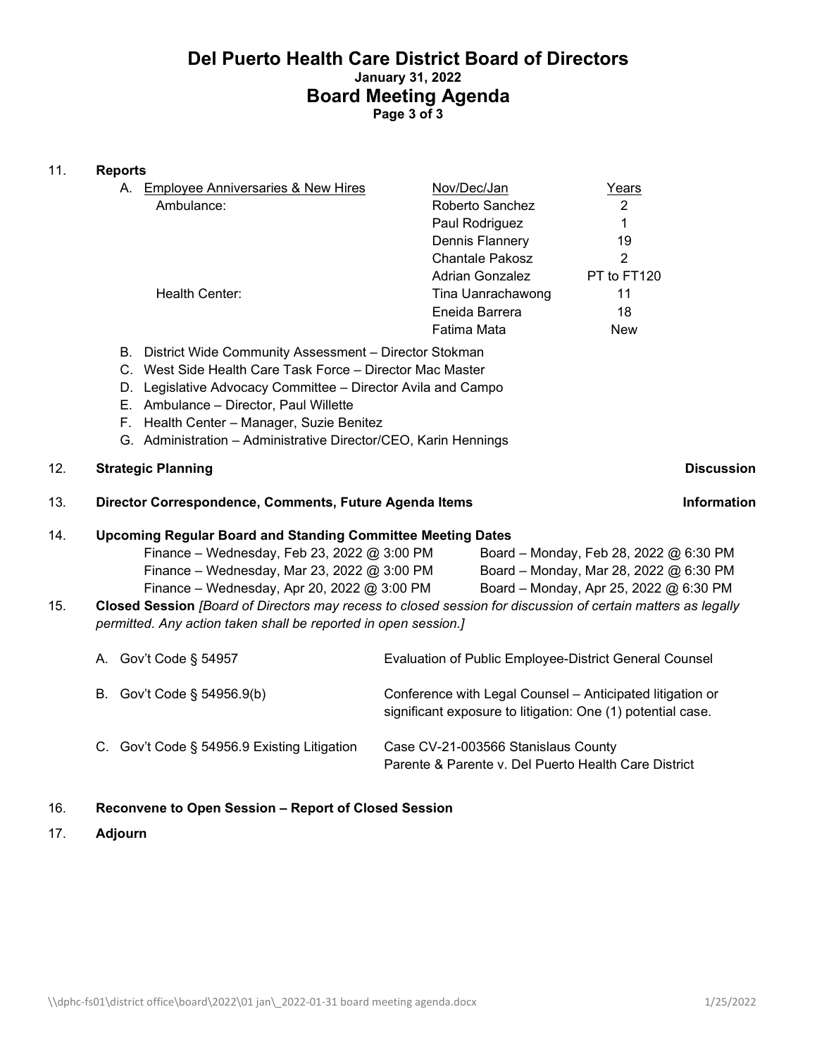# Del Puerto Health Care District Board of Directors

**January 31, 2022**

## Board Meeting Agenda

11. **Reports**

    A. Employee Anniversaries & New Hires

| | Nov/Dec/Jan | Years |
|---|---|---|
| Ambulance: | Roberto Sanchez | 2 |
| | Paul Rodriguez | 1 |
| | Dennis Flannery | 19 |
| | Chantale Pakosz | 2 |
| | Adrian Gonzalez | PT to FT120 |
| Health Center: | Tina Uanrachawong | 11 |
| | Eneida Barrera | 18 |
| | Fatima Mata | New |

    B. District Wide Community Assessment – Director Stokman
    C. West Side Health Care Task Force – Director Mac Master
    D. Legislative Advocacy Committee – Director Avila and Campo
    E. Ambulance – Director, Paul Willette
    F. Health Center – Manager, Suzie Benitez
    G. Administration – Administrative Director/CEO, Karin Hennings

12. **Strategic Planning** — **Discussion**

13. **Director Correspondence, Comments, Future Agenda Items** — **Information**

14. **Upcoming Regular Board and Standing Committee Meeting Dates**

| | |
|---|---|
| Finance – Wednesday, Feb 23, 2022 @ 3:00 PM | Board – Monday, Feb 28, 2022 @ 6:30 PM |
| Finance – Wednesday, Mar 23, 2022 @ 3:00 PM | Board – Monday, Mar 28, 2022 @ 6:30 PM |
| Finance – Wednesday, Apr 20, 2022 @ 3:00 PM | Board – Monday, Apr 25, 2022 @ 6:30 PM |

15. **Closed Session** *[Board of Directors may recess to closed session for discussion of certain matters as legally permitted. Any action taken shall be reported in open session.]*

| | |
|---|---|
| A. Gov't Code § 54957 | Evaluation of Public Employee-District General Counsel |
| B. Gov't Code § 54956.9(b) | Conference with Legal Counsel – Anticipated litigation or significant exposure to litigation: One (1) potential case. |
| C. Gov't Code § 54956.9 Existing Litigation | Case CV-21-003566 Stanislaus County Parente & Parente v. Del Puerto Health Care District |

16. **Reconvene to Open Session – Report of Closed Session**

17. **Adjourn**

\\dphc-fs01\district office\board\2022\01 jan\_2022-01-31 board meeting agenda.docx 1/25/2022